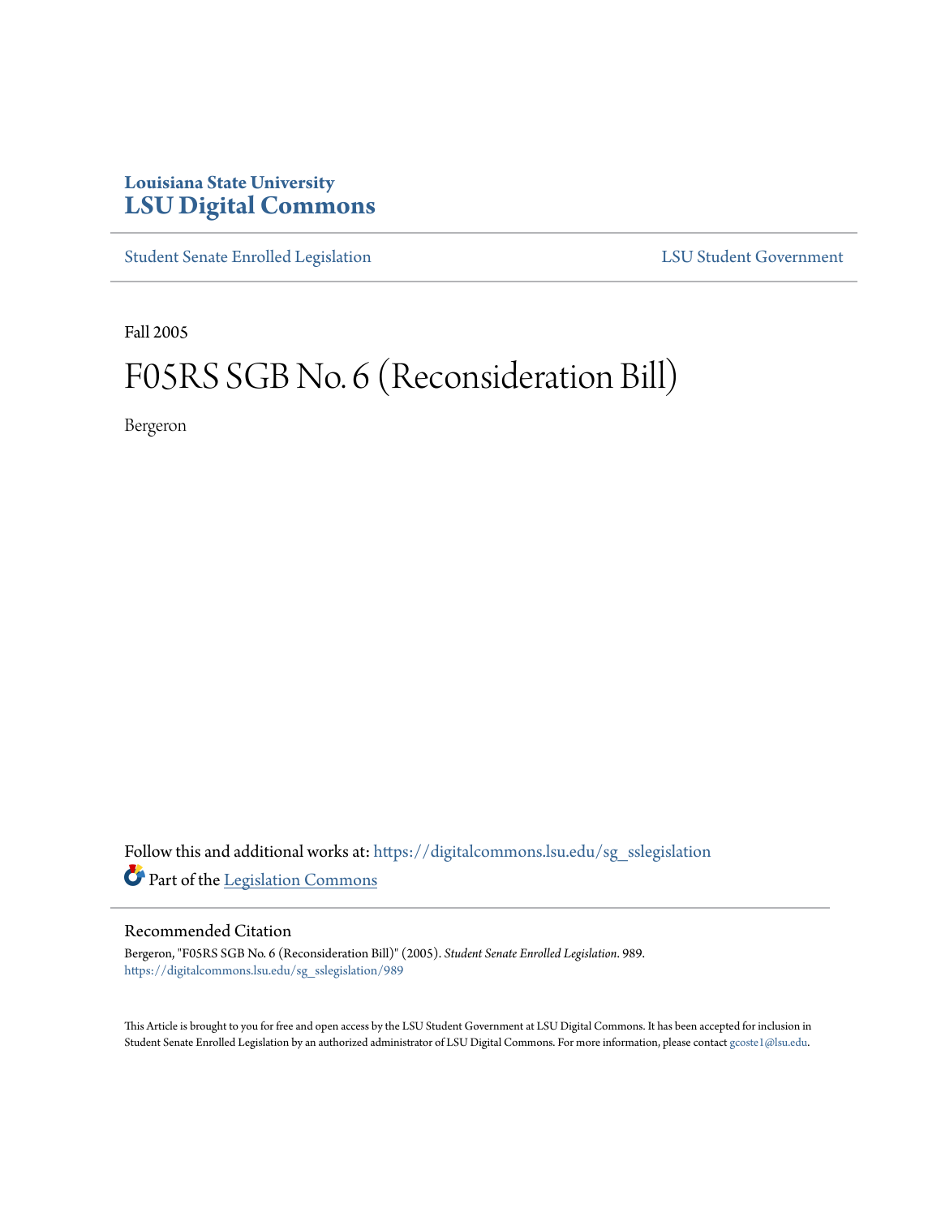Louisiana State University
# LSU Digital Commons

Student Senate Enrolled Legislation | LSU Student Government

Fall 2005

# F05RS SGB No. 6 (Reconsideration Bill)

Bergeron

Follow this and additional works at: https://digitalcommons.lsu.edu/sg_sslegislation

Part of the Legislation Commons

## Recommended Citation

Bergeron, "F05RS SGB No. 6 (Reconsideration Bill)" (2005). *Student Senate Enrolled Legislation*. 989.
https://digitalcommons.lsu.edu/sg_sslegislation/989

This Article is brought to you for free and open access by the LSU Student Government at LSU Digital Commons. It has been accepted for inclusion in Student Senate Enrolled Legislation by an authorized administrator of LSU Digital Commons. For more information, please contact gcoste1@lsu.edu.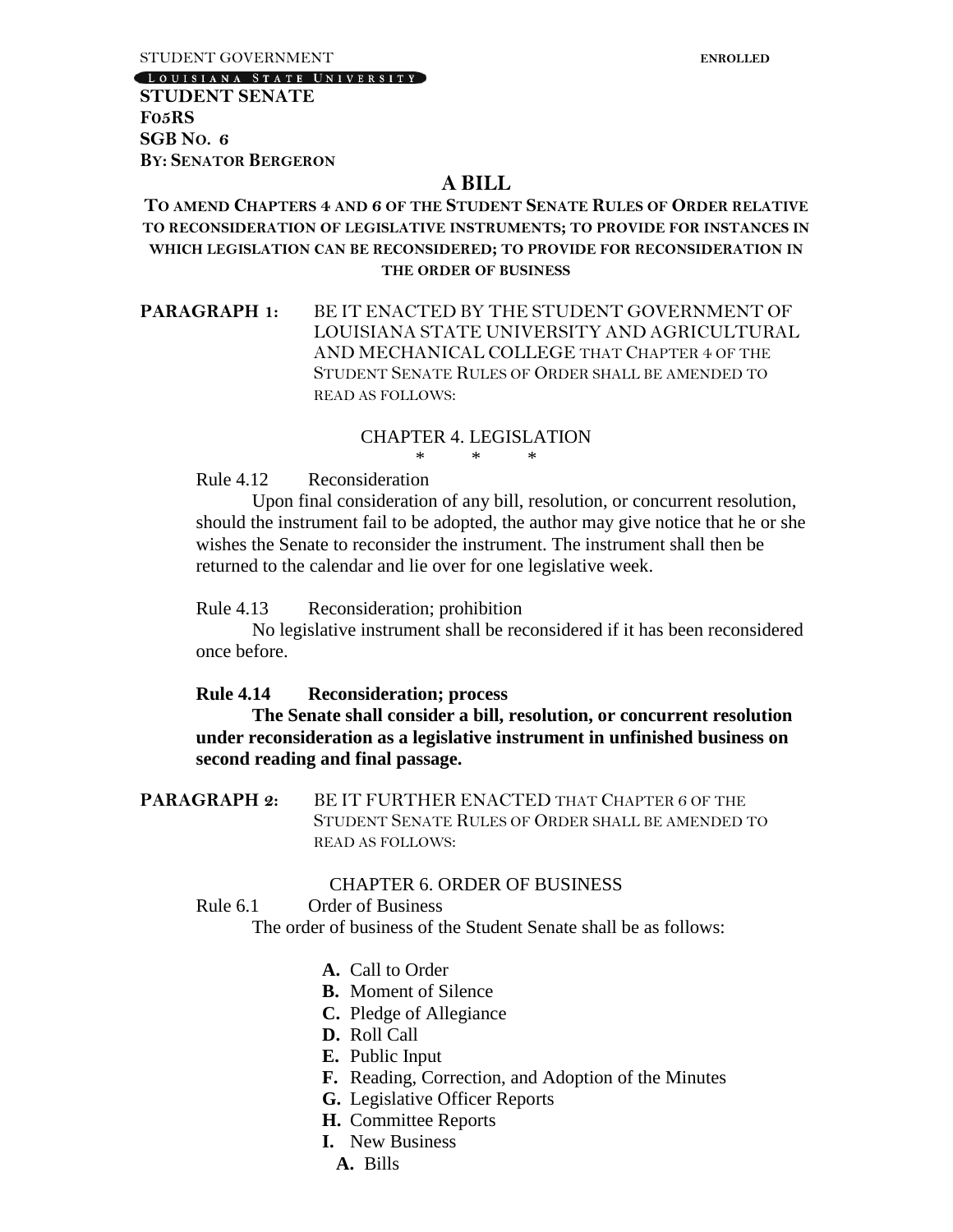STUDENT GOVERNMENT **ENROLLED**

LOUISIANA STATE UNIVERSITY

**STUDENT SENATE**
**F05RS**
**SGB NO. 6**
**BY: SENATOR BERGERON**

# A BILL

**TO AMEND CHAPTERS 4 AND 6 OF THE STUDENT SENATE RULES OF ORDER RELATIVE TO RECONSIDERATION OF LEGISLATIVE INSTRUMENTS; TO PROVIDE FOR INSTANCES IN WHICH LEGISLATION CAN BE RECONSIDERED; TO PROVIDE FOR RECONSIDERATION IN THE ORDER OF BUSINESS**

**PARAGRAPH 1:** BE IT ENACTED BY THE STUDENT GOVERNMENT OF LOUISIANA STATE UNIVERSITY AND AGRICULTURAL AND MECHANICAL COLLEGE THAT CHAPTER 4 OF THE STUDENT SENATE RULES OF ORDER SHALL BE AMENDED TO READ AS FOLLOWS:

CHAPTER 4. LEGISLATION

\* \* \*

Rule 4.12 Reconsideration

Upon final consideration of any bill, resolution, or concurrent resolution, should the instrument fail to be adopted, the author may give notice that he or she wishes the Senate to reconsider the instrument. The instrument shall then be returned to the calendar and lie over for one legislative week.

Rule 4.13 Reconsideration; prohibition

No legislative instrument shall be reconsidered if it has been reconsidered once before.

**Rule 4.14 Reconsideration; process**

**The Senate shall consider a bill, resolution, or concurrent resolution under reconsideration as a legislative instrument in unfinished business on second reading and final passage.**

**PARAGRAPH 2:** BE IT FURTHER ENACTED THAT CHAPTER 6 OF THE STUDENT SENATE RULES OF ORDER SHALL BE AMENDED TO READ AS FOLLOWS:

CHAPTER 6. ORDER OF BUSINESS

Rule 6.1 Order of Business

The order of business of the Student Senate shall be as follows:

- **A.** Call to Order
- **B.** Moment of Silence
- **C.** Pledge of Allegiance
- **D.** Roll Call
- **E.** Public Input
- **F.** Reading, Correction, and Adoption of the Minutes
- **G.** Legislative Officer Reports
- **H.** Committee Reports
- **I.** New Business
  - **A.** Bills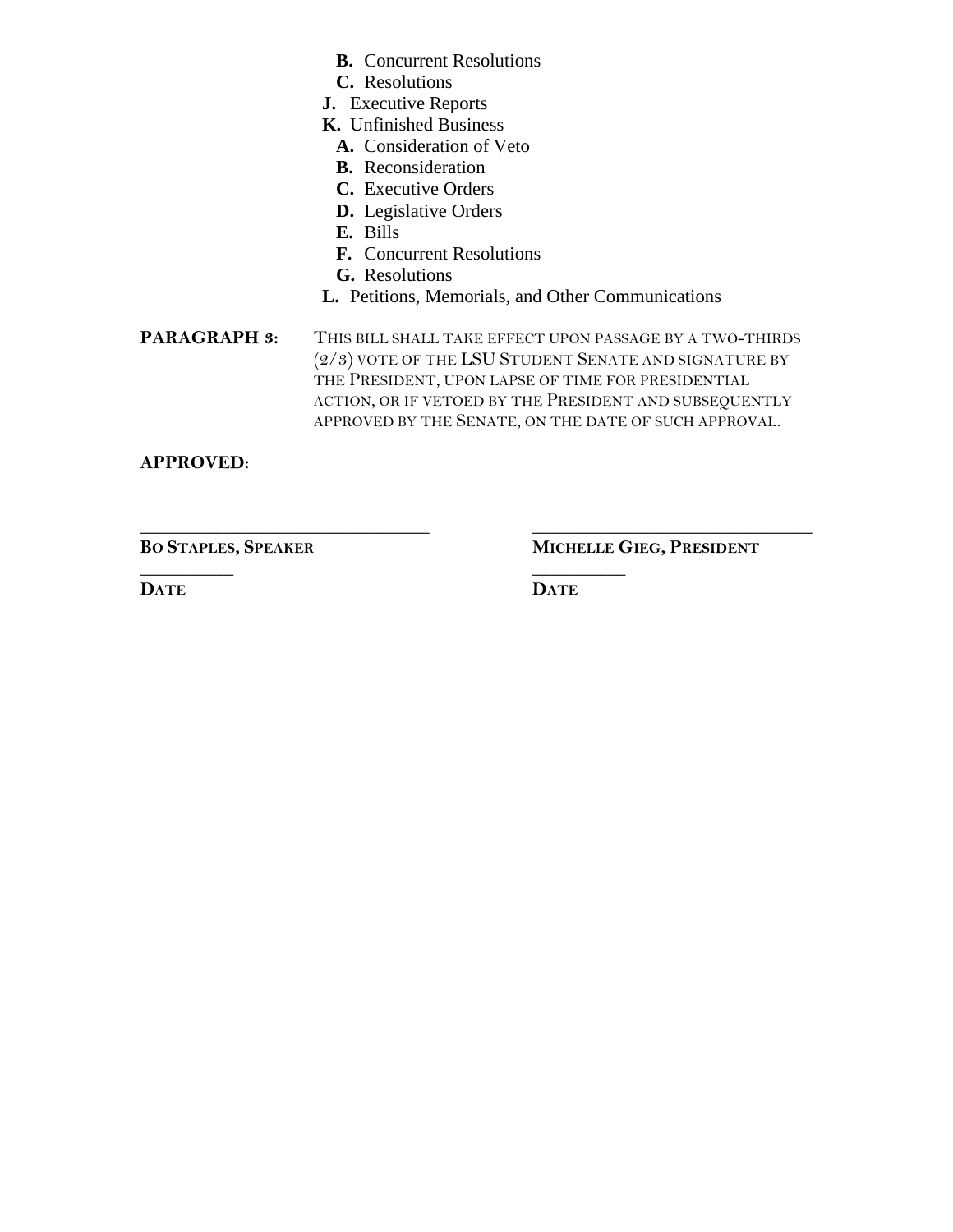- **B.** Concurrent Resolutions
- **C.** Resolutions

**J.** Executive Reports

**K.** Unfinished Business

- **A.** Consideration of Veto
- **B.** Reconsideration
- **C.** Executive Orders
- **D.** Legislative Orders
- **E.** Bills
- **F.** Concurrent Resolutions
- **G.** Resolutions

**L.** Petitions, Memorials, and Other Communications

**PARAGRAPH 3:** THIS BILL SHALL TAKE EFFECT UPON PASSAGE BY A TWO-THIRDS (2/3) VOTE OF THE LSU STUDENT SENATE AND SIGNATURE BY THE PRESIDENT, UPON LAPSE OF TIME FOR PRESIDENTIAL ACTION, OR IF VETOED BY THE PRESIDENT AND SUBSEQUENTLY APPROVED BY THE SENATE, ON THE DATE OF SUCH APPROVAL.

**APPROVED:**

| | |
|---|---|
| ______________________________ | ______________________________ |
| **BO STAPLES, SPEAKER** | **MICHELLE GIEG, PRESIDENT** |
| __________ | __________ |
| **DATE** | **DATE** |